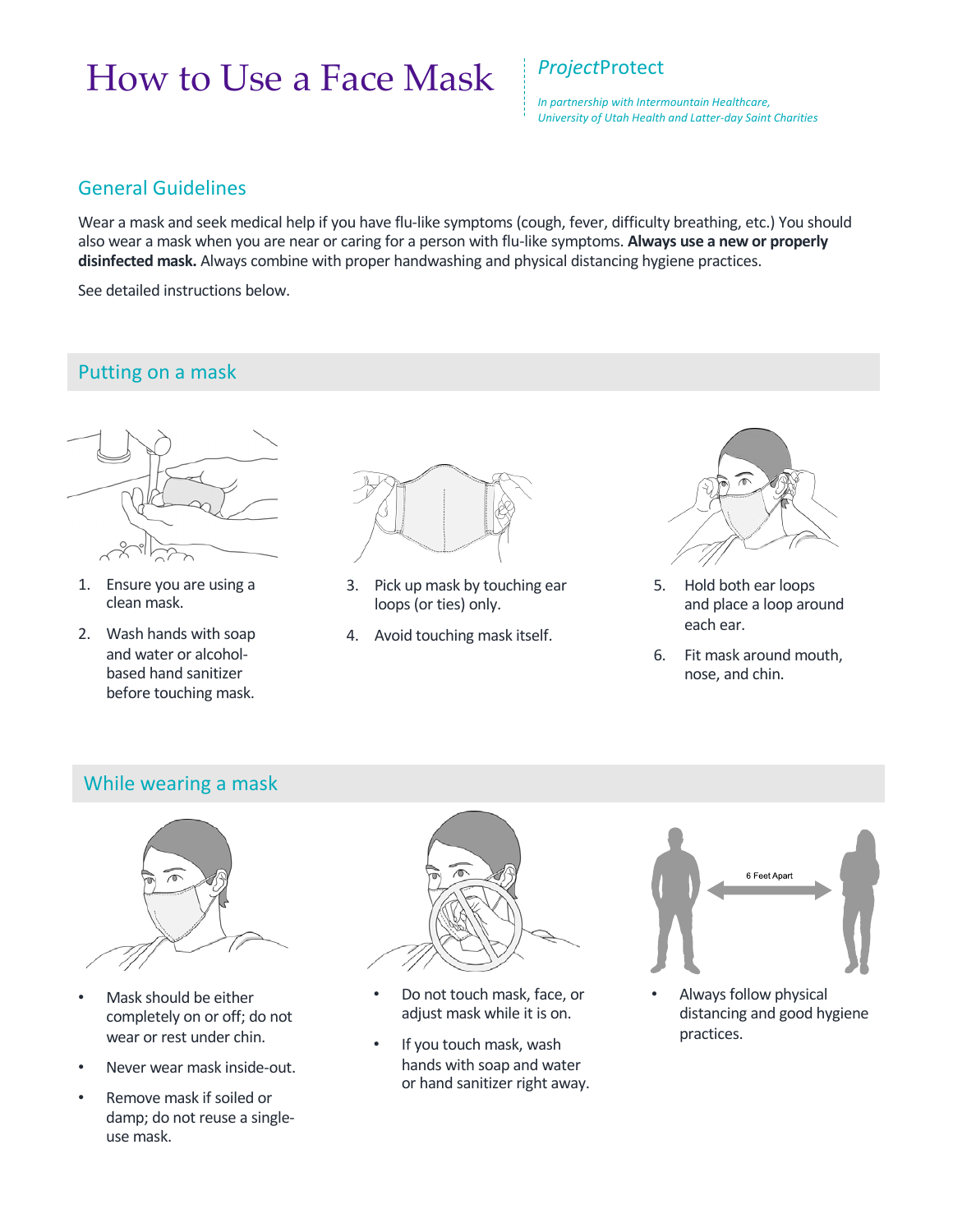# How to Use a Face Mask

*Project*Protect

*In partnership with Intermountain Healthcare, University of Utah Health and Latter-day Saint Charities*

## General Guidelines

Wear a mask and seek medical help if you have flu-like symptoms (cough, fever, difficulty breathing, etc.) You should also wear a mask when you are near or caring for a person with flu-like symptoms. **Always use a new or properly disinfected mask.** Always combine with proper handwashing and physical distancing hygiene practices.

See detailed instructions below.

## Putting on a mask

1. Ensure you are using a clean mask.
2. Wash hands with soap and water or alcohol-based hand sanitizer before touching mask.
3. Pick up mask by touching ear loops (or ties) only.
4. Avoid touching mask itself.
5. Hold both ear loops and place a loop around each ear.
6. Fit mask around mouth, nose, and chin.

## While wearing a mask

- Mask should be either completely on or off; do not wear or rest under chin.
- Never wear mask inside-out.
- Remove mask if soiled or damp; do not reuse a single-use mask.
- Do not touch mask, face, or adjust mask while it is on.
- If you touch mask, wash hands with soap and water or hand sanitizer right away.
- Always follow physical distancing and good hygiene practices.

6 Feet Apart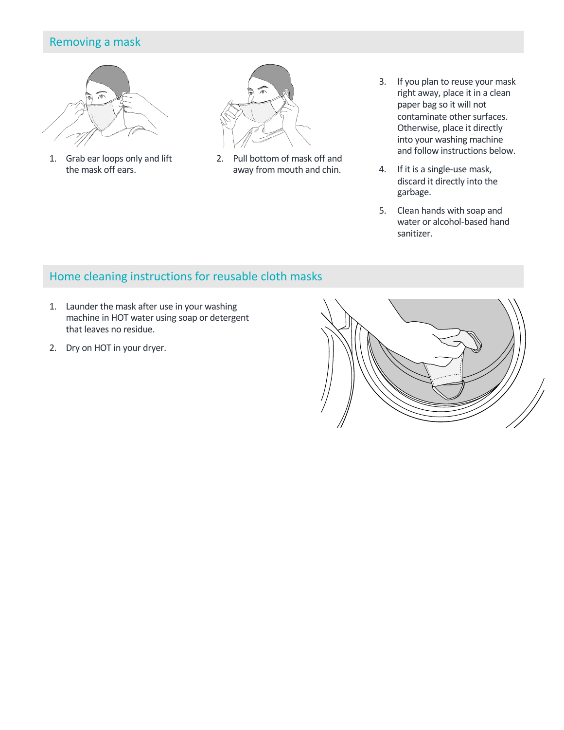## Removing a mask

1. Grab ear loops only and lift the mask off ears.
2. Pull bottom of mask off and away from mouth and chin.
3. If you plan to reuse your mask right away, place it in a clean paper bag so it will not contaminate other surfaces. Otherwise, place it directly into your washing machine and follow instructions below.
4. If it is a single-use mask, discard it directly into the garbage.
5. Clean hands with soap and water or alcohol-based hand sanitizer.

## Home cleaning instructions for reusable cloth masks

1. Launder the mask after use in your washing machine in HOT water using soap or detergent that leaves no residue.
2. Dry on HOT in your dryer.